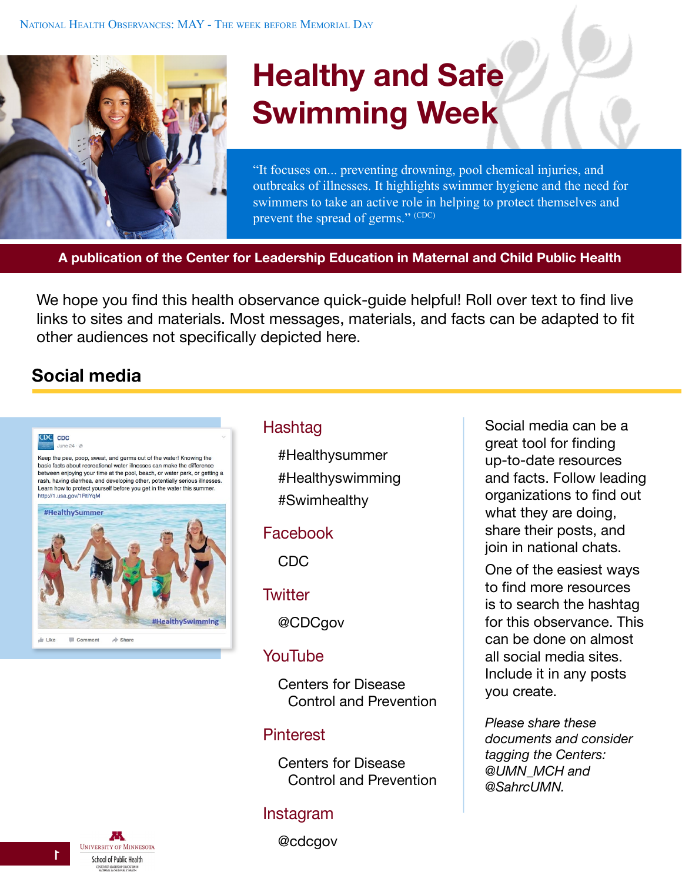National Health Observances: MAY - The week before Memorial Day

# Healthy and Safe Swimming Week

"It focuses on... preventing drowning, pool chemical injuries, and outbreaks of illnesses. It highlights swimmer hygiene and the need for swimmers to take an active role in helping to protect themselves and prevent the spread of germs." (CDC)

**A publication of the Center for Leadership Education in Maternal and Child Public Health**

We hope you find this health observance quick-guide helpful! Roll over text to find live links to sites and materials. Most messages, materials, and facts can be adapted to fit other audiences not specifically depicted here.

## Social media

### Hashtag

#Healthysummer

#Healthyswimming

#Swimhealthy

### Facebook

CDC

### Twitter

@CDCgov

### YouTube

Centers for Disease Control and Prevention

### Pinterest

Centers for Disease Control and Prevention

### Instagram

@cdcgov

Social media can be a great tool for finding up-to-date resources and facts. Follow leading organizations to find out what they are doing, share their posts, and join in national chats.

One of the easiest ways to find more resources is to search the hashtag for this observance. This can be done on almost all social media sites. Include it in any posts you create.

*Please share these documents and consider tagging the Centers: @UMN_MCH and @SahrcUMN.*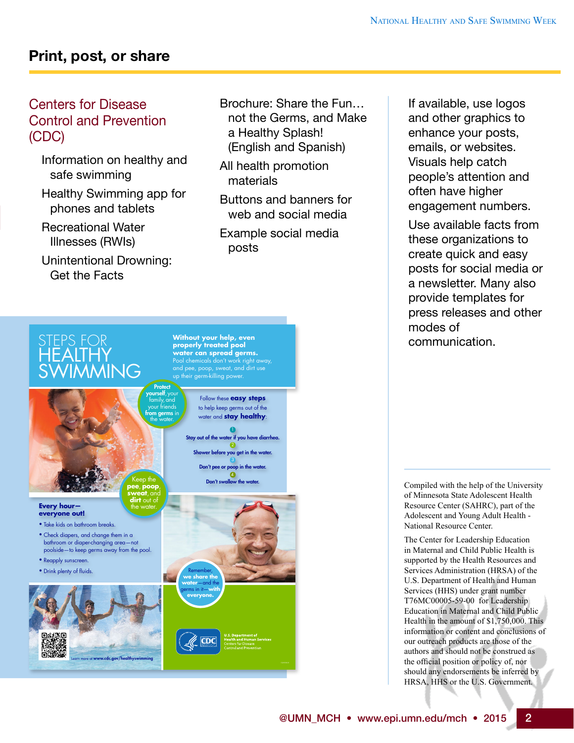## Print, post, or share

### Centers for Disease Control and Prevention (CDC)

- Information on healthy and safe swimming
- Healthy Swimming app for phones and tablets
- Recreational Water Illnesses (RWIs)
- Unintentional Drowning: Get the Facts
- Brochure: Share the Fun… not the Germs, and Make a Healthy Splash! (English and Spanish)
- All health promotion materials
- Buttons and banners for web and social media
- Example social media posts

STEPS FOR HEALTHY SWIMMING

**Without your help, even properly treated pool water can spread germs.** Pool chemicals don't work right away, and pee, poop, sweat, and dirt use up their germ-killing power.

**Protect yourself,** your family, and your friends **from germs** in the water.

Follow these **easy steps** to help keep germs out of the water and **stay healthy**:

1. Stay out of the water if you have diarrhea.
2. Shower before you get in the water.
3. Don't pee or poop in the water.
4. Don't swallow the water.

Keep the **pee, poop, sweat,** and **dirt** out of the water.

**Every hour—everyone out!**

- Take kids on bathroom breaks.
- Check diapers, and change them in a bathroom or diaper-changing area—not poolside—to keep germs away from the pool.
- Reapply sunscreen.
- Drink plenty of fluids.

Remember, **we share the water**—and the germs in it—**with everyone.**

Learn more at www.cdc.gov/healthyswimming

U.S. Department of Health and Human Services
Centers for Disease Control and Prevention

If available, use logos and other graphics to enhance your posts, emails, or websites. Visuals help catch people's attention and often have higher engagement numbers.

Use available facts from these organizations to create quick and easy posts for social media or a newsletter. Many also provide templates for press releases and other modes of communication.

Compiled with the help of the University of Minnesota State Adolescent Health Resource Center (SAHRC), part of the Adolescent and Young Adult Health - National Resource Center.

The Center for Leadership Education in Maternal and Child Public Health is supported by the Health Resources and Services Administration (HRSA) of the U.S. Department of Health and Human Services (HHS) under grant number T76MC00005-59-00 for Leadership Education in Maternal and Child Public Health in the amount of $1,750,000. This information or content and conclusions of our outreach products are those of the authors and should not be construed as the official position or policy of, nor should any endorsements be inferred by HRSA, HHS or the U.S. Government.

@UMN_MCH • www.epi.umn.edu/mch • 2015